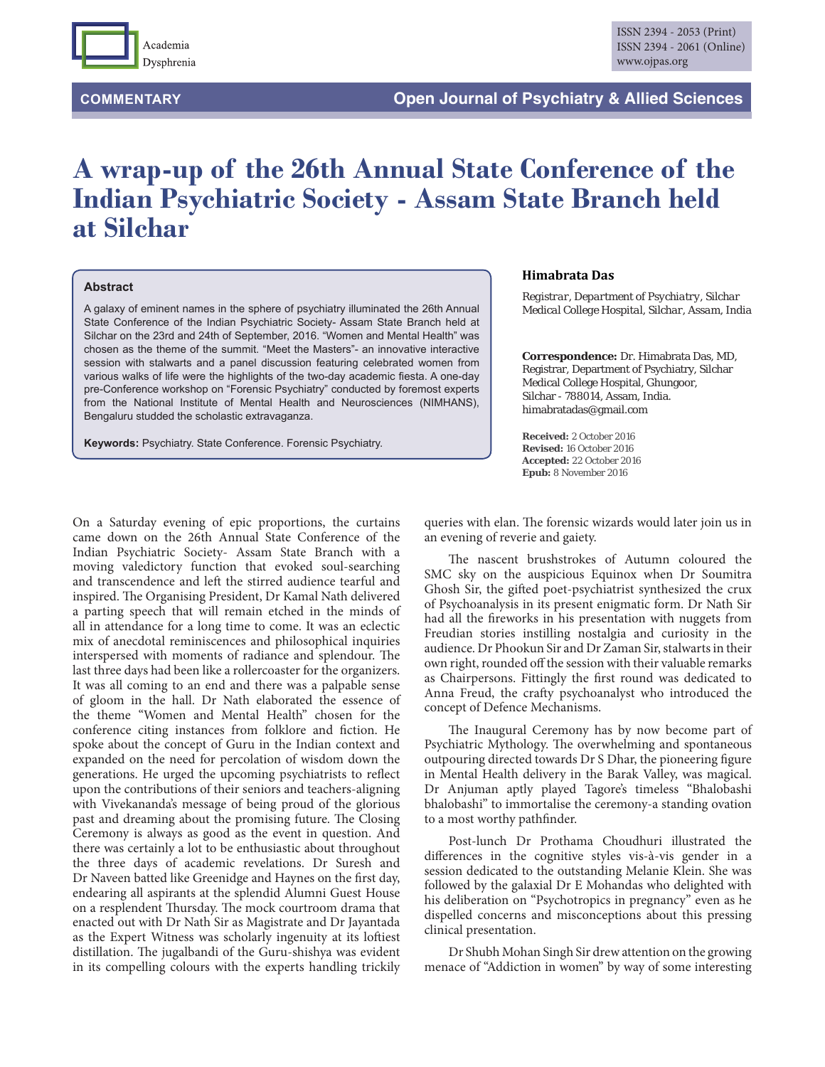COMMENTARY

# A wrap-up of the 26th Annual State Conference of the Indian Psychiatric Society - Assam State Branch held at Silchar

**Himabrata Das**

*Registrar, Department of Psychiatry, Silchar Medical College Hospital, Silchar, Assam, India*

**Correspondence:** Dr. Himabrata Das, MD, Registrar, Department of Psychiatry, Silchar Medical College Hospital, Ghungoor, Silchar - 788014, Assam, India. himabratadas@gmail.com

**Received:** 2 October 2016
**Revised:** 16 October 2016
**Accepted:** 22 October 2016
**Epub:** 8 November 2016

### Abstract

A galaxy of eminent names in the sphere of psychiatry illuminated the 26th Annual State Conference of the Indian Psychiatric Society- Assam State Branch held at Silchar on the 23rd and 24th of September, 2016. "Women and Mental Health" was chosen as the theme of the summit. "Meet the Masters"- an innovative interactive session with stalwarts and a panel discussion featuring celebrated women from various walks of life were the highlights of the two-day academic fiesta. A one-day pre-Conference workshop on "Forensic Psychiatry" conducted by foremost experts from the National Institute of Mental Health and Neurosciences (NIMHANS), Bengaluru studded the scholastic extravaganza.

**Keywords:** Psychiatry. State Conference. Forensic Psychiatry.

On a Saturday evening of epic proportions, the curtains came down on the 26th Annual State Conference of the Indian Psychiatric Society- Assam State Branch with a moving valedictory function that evoked soul-searching and transcendence and left the stirred audience tearful and inspired. The Organising President, Dr Kamal Nath delivered a parting speech that will remain etched in the minds of all in attendance for a long time to come. It was an eclectic mix of anecdotal reminiscences and philosophical inquiries interspersed with moments of radiance and splendour. The last three days had been like a rollercoaster for the organizers. It was all coming to an end and there was a palpable sense of gloom in the hall. Dr Nath elaborated the essence of the theme "Women and Mental Health" chosen for the conference citing instances from folklore and fiction. He spoke about the concept of Guru in the Indian context and expanded on the need for percolation of wisdom down the generations. He urged the upcoming psychiatrists to reflect upon the contributions of their seniors and teachers-aligning with Vivekananda's message of being proud of the glorious past and dreaming about the promising future. The Closing Ceremony is always as good as the event in question. And there was certainly a lot to be enthusiastic about throughout the three days of academic revelations. Dr Suresh and Dr Naveen batted like Greenidge and Haynes on the first day, endearing all aspirants at the splendid Alumni Guest House on a resplendent Thursday. The mock courtroom drama that enacted out with Dr Nath Sir as Magistrate and Dr Jayantada as the Expert Witness was scholarly ingenuity at its loftiest distillation. The jugalbandi of the Guru-shishya was evident in its compelling colours with the experts handling trickily queries with elan. The forensic wizards would later join us in an evening of reverie and gaiety.

The nascent brushstrokes of Autumn coloured the SMC sky on the auspicious Equinox when Dr Soumitra Ghosh Sir, the gifted poet-psychiatrist synthesized the crux of Psychoanalysis in its present enigmatic form. Dr Nath Sir had all the fireworks in his presentation with nuggets from Freudian stories instilling nostalgia and curiosity in the audience. Dr Phookun Sir and Dr Zaman Sir, stalwarts in their own right, rounded off the session with their valuable remarks as Chairpersons. Fittingly the first round was dedicated to Anna Freud, the crafty psychoanalyst who introduced the concept of Defence Mechanisms.

The Inaugural Ceremony has by now become part of Psychiatric Mythology. The overwhelming and spontaneous outpouring directed towards Dr S Dhar, the pioneering figure in Mental Health delivery in the Barak Valley, was magical. Dr Anjuman aptly played Tagore's timeless "Bhalobashi bhalobashi" to immortalise the ceremony-a standing ovation to a most worthy pathfinder.

Post-lunch Dr Prothama Choudhuri illustrated the differences in the cognitive styles vis-à-vis gender in a session dedicated to the outstanding Melanie Klein. She was followed by the galaxial Dr E Mohandas who delighted with his deliberation on "Psychotropics in pregnancy" even as he dispelled concerns and misconceptions about this pressing clinical presentation.

Dr Shubh Mohan Singh Sir drew attention on the growing menace of "Addiction in women" by way of some interesting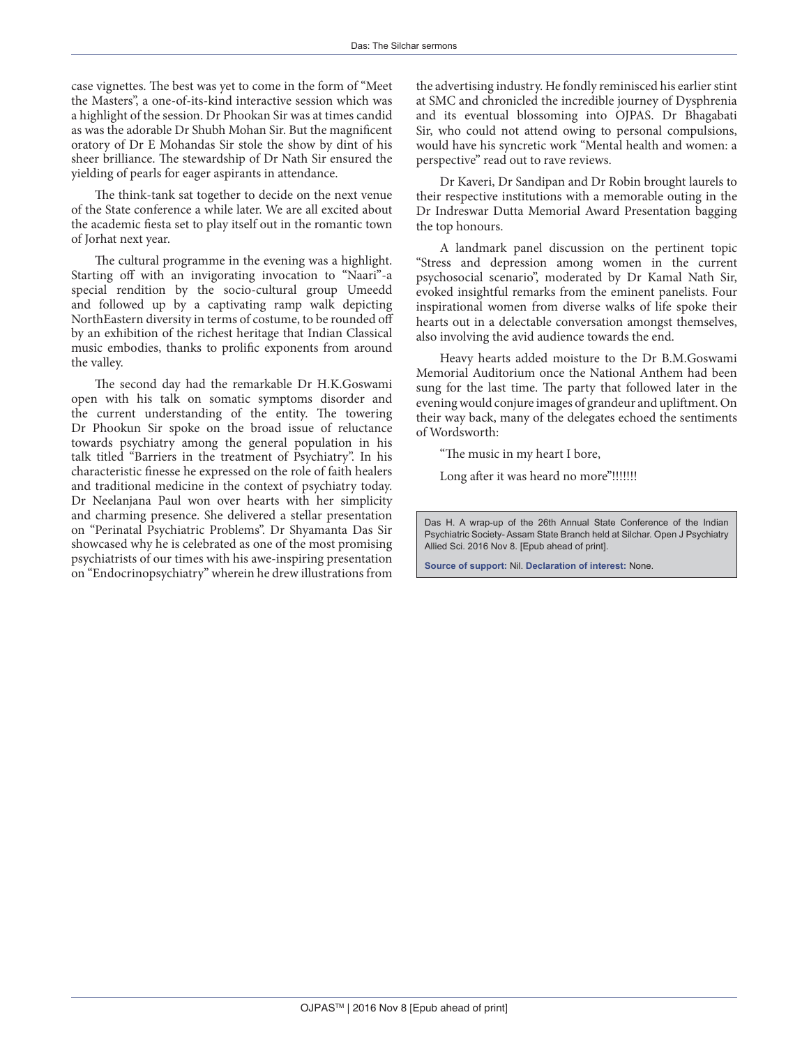case vignettes. The best was yet to come in the form of "Meet the Masters", a one-of-its-kind interactive session which was a highlight of the session. Dr Phookan Sir was at times candid as was the adorable Dr Shubh Mohan Sir. But the magnificent oratory of Dr E Mohandas Sir stole the show by dint of his sheer brilliance. The stewardship of Dr Nath Sir ensured the yielding of pearls for eager aspirants in attendance.

The think-tank sat together to decide on the next venue of the State conference a while later. We are all excited about the academic fiesta set to play itself out in the romantic town of Jorhat next year.

The cultural programme in the evening was a highlight. Starting off with an invigorating invocation to "Naari"-a special rendition by the socio-cultural group Umeedd and followed up by a captivating ramp walk depicting NorthEastern diversity in terms of costume, to be rounded off by an exhibition of the richest heritage that Indian Classical music embodies, thanks to prolific exponents from around the valley.

The second day had the remarkable Dr H.K.Goswami open with his talk on somatic symptoms disorder and the current understanding of the entity. The towering Dr Phookun Sir spoke on the broad issue of reluctance towards psychiatry among the general population in his talk titled "Barriers in the treatment of Psychiatry". In his characteristic finesse he expressed on the role of faith healers and traditional medicine in the context of psychiatry today. Dr Neelanjana Paul won over hearts with her simplicity and charming presence. She delivered a stellar presentation on "Perinatal Psychiatric Problems". Dr Shyamanta Das Sir showcased why he is celebrated as one of the most promising psychiatrists of our times with his awe-inspiring presentation on "Endocrinopsychiatry" wherein he drew illustrations from the advertising industry. He fondly reminisced his earlier stint at SMC and chronicled the incredible journey of Dysphrenia and its eventual blossoming into OJPAS. Dr Bhagabati Sir, who could not attend owing to personal compulsions, would have his syncretic work "Mental health and women: a perspective" read out to rave reviews.

Dr Kaveri, Dr Sandipan and Dr Robin brought laurels to their respective institutions with a memorable outing in the Dr Indreswar Dutta Memorial Award Presentation bagging the top honours.

A landmark panel discussion on the pertinent topic "Stress and depression among women in the current psychosocial scenario", moderated by Dr Kamal Nath Sir, evoked insightful remarks from the eminent panelists. Four inspirational women from diverse walks of life spoke their hearts out in a delectable conversation amongst themselves, also involving the avid audience towards the end.

Heavy hearts added moisture to the Dr B.M.Goswami Memorial Auditorium once the National Anthem had been sung for the last time. The party that followed later in the evening would conjure images of grandeur and upliftment. On their way back, many of the delegates echoed the sentiments of Wordsworth:

"The music in my heart I bore,

Long after it was heard no more"!!!!!!!

Das H. A wrap-up of the 26th Annual State Conference of the Indian Psychiatric Society- Assam State Branch held at Silchar. Open J Psychiatry Allied Sci. 2016 Nov 8. [Epub ahead of print].

**Source of support:** Nil. **Declaration of interest:** None.